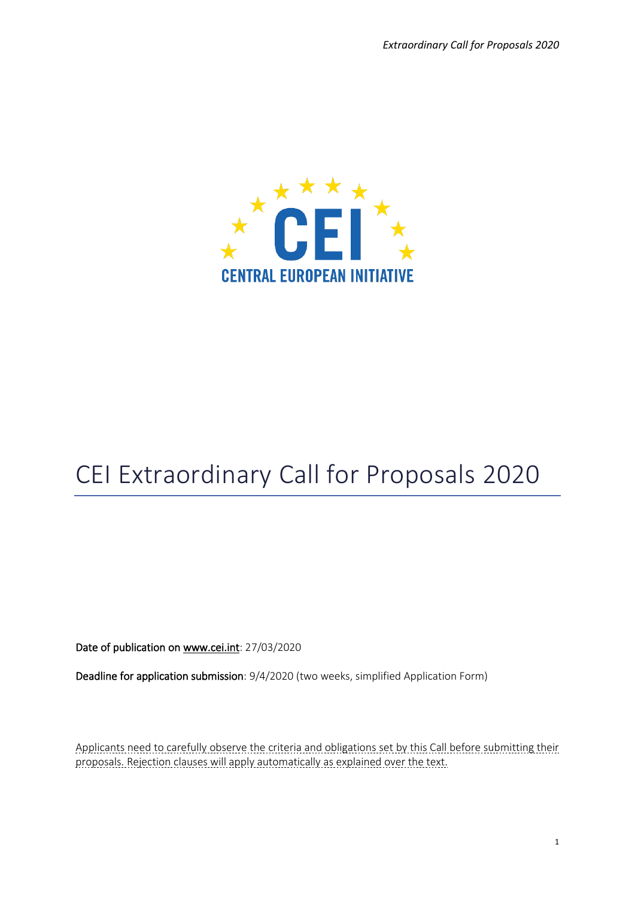# CEI Extraordinary Call for Proposals 2020

**Date of publication on www.cei.int**: 27/03/2020

**Deadline for application submission**: 9/4/2020 (two weeks, simplified Application Form)

Applicants need to carefully observe the criteria and obligations set by this Call before submitting their proposals. Rejection clauses will apply automatically as explained over the text.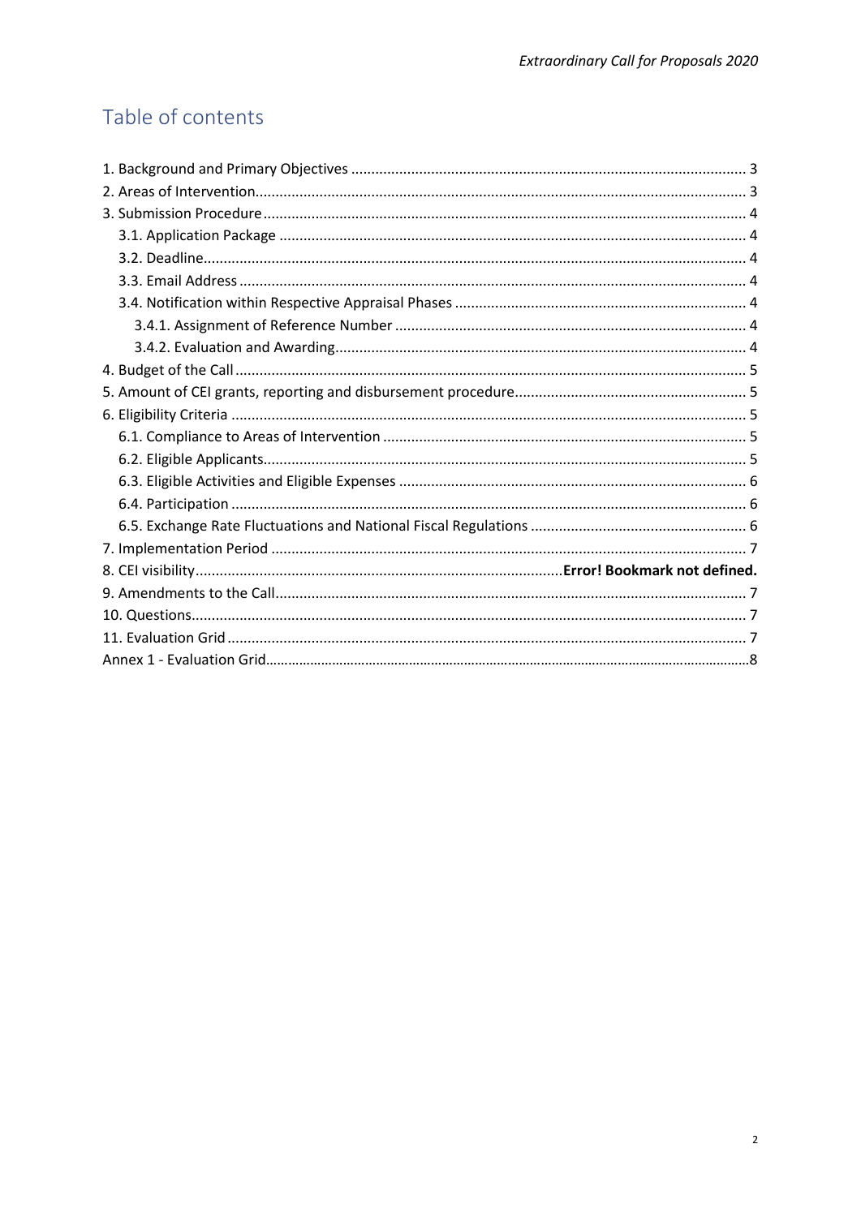## Table of contents

1. Background and Primary Objectives ........................................................................................ 3
2. Areas of Intervention........................................................................................................... 3
3. Submission Procedure ......................................................................................................... 4
    3.1. Application Package ...................................................................................................... 4
    3.2. Deadline......................................................................................................................... 4
    3.3. Email Address ............................................................................................................... 4
    3.4. Notification within Respective Appraisal Phases .......................................................... 4
        3.4.1. Assignment of Reference Number ........................................................................ 4
        3.4.2. Evaluation and Awarding....................................................................................... 4
4. Budget of the Call ................................................................................................................. 5
5. Amount of CEI grants, reporting and disbursement procedure........................................... 5
6. Eligibility Criteria .................................................................................................................. 5
    6.1. Compliance to Areas of Intervention ............................................................................ 5
    6.2. Eligible Applicants.......................................................................................................... 5
    6.3. Eligible Activities and Eligible Expenses ........................................................................ 6
    6.4. Participation .................................................................................................................. 6
    6.5. Exchange Rate Fluctuations and National Fiscal Regulations ........................................ 6
7. Implementation Period ........................................................................................................ 7
8. CEI visibility........................................................................................... **Error! Bookmark not defined.**
9. Amendments to the Call....................................................................................................... 7
10. Questions............................................................................................................................ 7
11. Evaluation Grid ................................................................................................................... 7
Annex 1 - Evaluation Grid.......................................................................................................... 8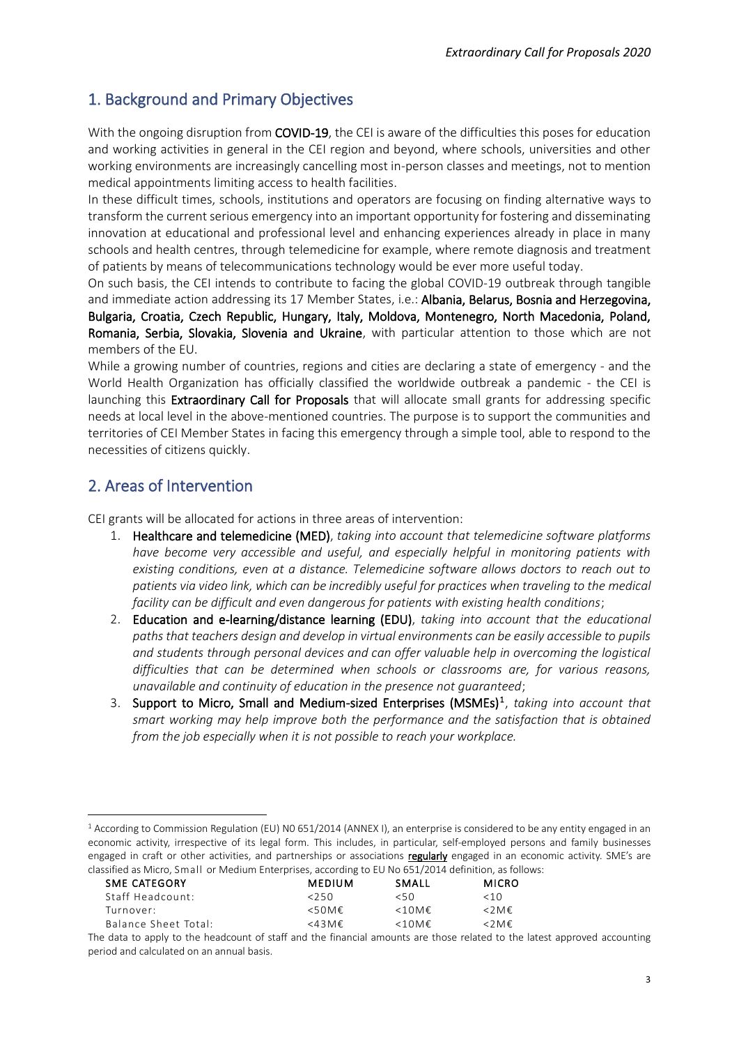## 1. Background and Primary Objectives

With the ongoing disruption from **COVID-19**, the CEI is aware of the difficulties this poses for education and working activities in general in the CEI region and beyond, where schools, universities and other working environments are increasingly cancelling most in-person classes and meetings, not to mention medical appointments limiting access to health facilities.

In these difficult times, schools, institutions and operators are focusing on finding alternative ways to transform the current serious emergency into an important opportunity for fostering and disseminating innovation at educational and professional level and enhancing experiences already in place in many schools and health centres, through telemedicine for example, where remote diagnosis and treatment of patients by means of telecommunications technology would be ever more useful today.

On such basis, the CEI intends to contribute to facing the global COVID-19 outbreak through tangible and immediate action addressing its 17 Member States, i.e.: **Albania, Belarus, Bosnia and Herzegovina, Bulgaria, Croatia, Czech Republic, Hungary, Italy, Moldova, Montenegro, North Macedonia, Poland, Romania, Serbia, Slovakia, Slovenia and Ukraine**, with particular attention to those which are not members of the EU.

While a growing number of countries, regions and cities are declaring a state of emergency - and the World Health Organization has officially classified the worldwide outbreak a pandemic - the CEI is launching this **Extraordinary Call for Proposals** that will allocate small grants for addressing specific needs at local level in the above-mentioned countries. The purpose is to support the communities and territories of CEI Member States in facing this emergency through a simple tool, able to respond to the necessities of citizens quickly.

## 2. Areas of Intervention

CEI grants will be allocated for actions in three areas of intervention:

1. **Healthcare and telemedicine (MED)**, *taking into account that telemedicine software platforms have become very accessible and useful, and especially helpful in monitoring patients with existing conditions, even at a distance. Telemedicine software allows doctors to reach out to patients via video link, which can be incredibly useful for practices when traveling to the medical facility can be difficult and even dangerous for patients with existing health conditions*;
2. **Education and e-learning/distance learning (EDU)**, *taking into account that the educational paths that teachers design and develop in virtual environments can be easily accessible to pupils and students through personal devices and can offer valuable help in overcoming the logistical difficulties that can be determined when schools or classrooms are, for various reasons, unavailable and continuity of education in the presence not guaranteed*;
3. **Support to Micro, Small and Medium-sized Enterprises (MSMEs)**[1], *taking into account that smart working may help improve both the performance and the satisfaction that is obtained from the job especially when it is not possible to reach your workplace.*

---

[1] According to Commission Regulation (EU) N0 651/2014 (ANNEX I), an enterprise is considered to be any entity engaged in an economic activity, irrespective of its legal form. This includes, in particular, self-employed persons and family businesses engaged in craft or other activities, and partnerships or associations **regularly** engaged in an economic activity. SME's are classified as Micro, Small or Medium Enterprises, according to EU No 651/2014 definition, as follows:

| SME CATEGORY | MEDIUM | SMALL | MICRO |
|---|---|---|---|
| Staff Headcount: | <250 | <50 | <10 |
| Turnover: | <50M€ | <10M€ | <2M€ |
| Balance Sheet Total: | <43M€ | <10M€ | <2M€ |

The data to apply to the headcount of staff and the financial amounts are those related to the latest approved accounting period and calculated on an annual basis.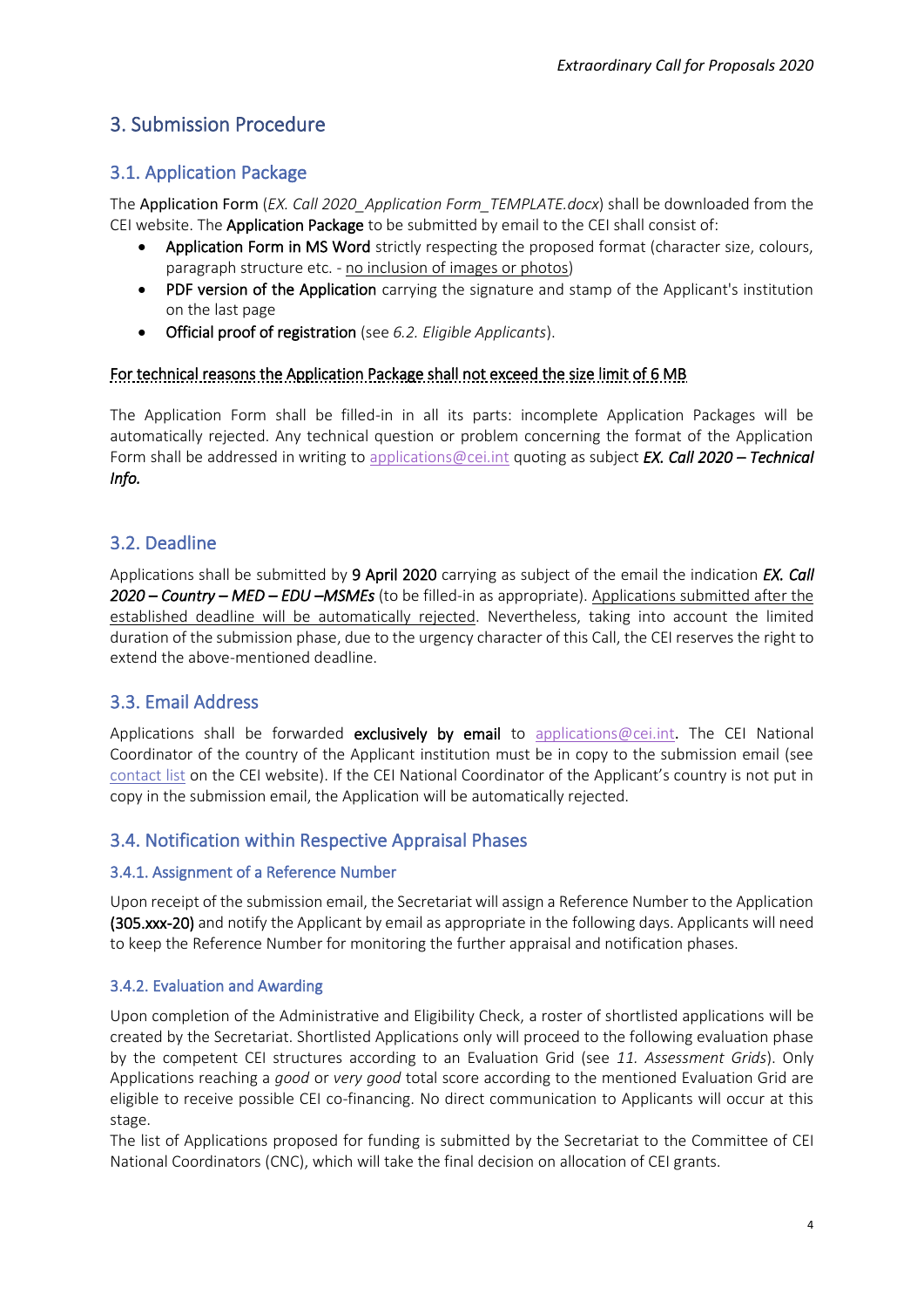## 3. Submission Procedure

### 3.1. Application Package

The **Application Form** (*EX. Call 2020_Application Form_TEMPLATE.docx*) shall be downloaded from the CEI website. The **Application Package** to be submitted by email to the CEI shall consist of:

- **Application Form in MS Word** strictly respecting the proposed format (character size, colours, paragraph structure etc. - no inclusion of images or photos)
- **PDF version of the Application** carrying the signature and stamp of the Applicant's institution on the last page
- **Official proof of registration** (see *6.2. Eligible Applicants*).

For technical reasons the Application Package shall not exceed the size limit of 6 MB

The Application Form shall be filled-in in all its parts: incomplete Application Packages will be automatically rejected. Any technical question or problem concerning the format of the Application Form shall be addressed in writing to applications@cei.int quoting as subject ***EX. Call 2020 – Technical Info.***

### 3.2. Deadline

Applications shall be submitted by **9 April 2020** carrying as subject of the email the indication ***EX. Call 2020 – Country – MED – EDU –MSMEs*** (to be filled-in as appropriate). Applications submitted after the established deadline will be automatically rejected. Nevertheless, taking into account the limited duration of the submission phase, due to the urgency character of this Call, the CEI reserves the right to extend the above-mentioned deadline.

### 3.3. Email Address

Applications shall be forwarded **exclusively by email** to applications@cei.int. The CEI National Coordinator of the country of the Applicant institution must be in copy to the submission email (see contact list on the CEI website). If the CEI National Coordinator of the Applicant's country is not put in copy in the submission email, the Application will be automatically rejected.

### 3.4. Notification within Respective Appraisal Phases

#### 3.4.1. Assignment of a Reference Number

Upon receipt of the submission email, the Secretariat will assign a Reference Number to the Application **(305.xxx-20)** and notify the Applicant by email as appropriate in the following days. Applicants will need to keep the Reference Number for monitoring the further appraisal and notification phases.

#### 3.4.2. Evaluation and Awarding

Upon completion of the Administrative and Eligibility Check, a roster of shortlisted applications will be created by the Secretariat. Shortlisted Applications only will proceed to the following evaluation phase by the competent CEI structures according to an Evaluation Grid (see *11. Assessment Grids*). Only Applications reaching a *good* or *very good* total score according to the mentioned Evaluation Grid are eligible to receive possible CEI co-financing. No direct communication to Applicants will occur at this stage.

The list of Applications proposed for funding is submitted by the Secretariat to the Committee of CEI National Coordinators (CNC), which will take the final decision on allocation of CEI grants.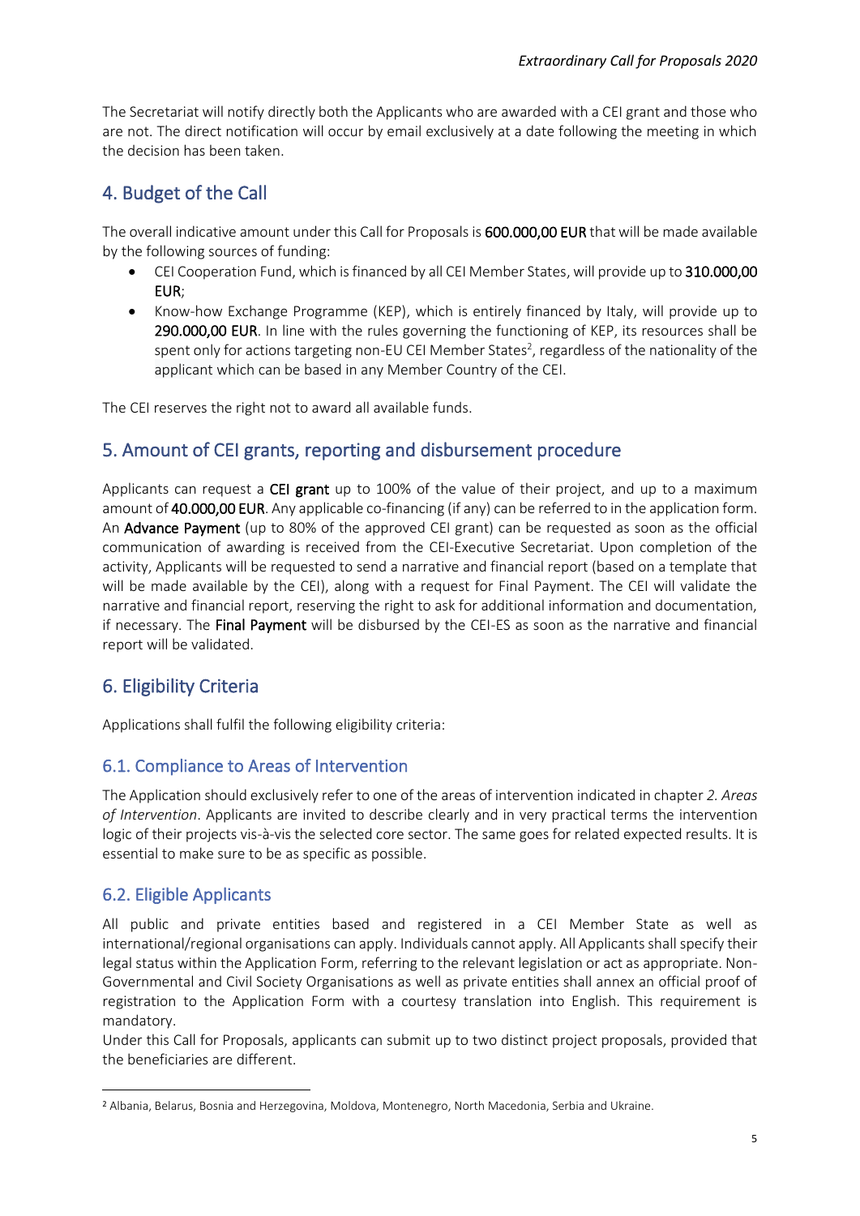The Secretariat will notify directly both the Applicants who are awarded with a CEI grant and those who are not. The direct notification will occur by email exclusively at a date following the meeting in which the decision has been taken.

## 4. Budget of the Call

The overall indicative amount under this Call for Proposals is **600.000,00 EUR** that will be made available by the following sources of funding:

- CEI Cooperation Fund, which is financed by all CEI Member States, will provide up to **310.000,00 EUR**;
- Know-how Exchange Programme (KEP), which is entirely financed by Italy, will provide up to **290.000,00 EUR**. In line with the rules governing the functioning of KEP, its resources shall be spent only for actions targeting non-EU CEI Member States[2], regardless of the nationality of the applicant which can be based in any Member Country of the CEI.

The CEI reserves the right not to award all available funds.

## 5. Amount of CEI grants, reporting and disbursement procedure

Applicants can request a **CEI grant** up to 100% of the value of their project, and up to a maximum amount of **40.000,00 EUR**. Any applicable co-financing (if any) can be referred to in the application form. An **Advance Payment** (up to 80% of the approved CEI grant) can be requested as soon as the official communication of awarding is received from the CEI-Executive Secretariat. Upon completion of the activity, Applicants will be requested to send a narrative and financial report (based on a template that will be made available by the CEI), along with a request for Final Payment. The CEI will validate the narrative and financial report, reserving the right to ask for additional information and documentation, if necessary. The **Final Payment** will be disbursed by the CEI-ES as soon as the narrative and financial report will be validated.

## 6. Eligibility Criteria

Applications shall fulfil the following eligibility criteria:

### 6.1. Compliance to Areas of Intervention

The Application should exclusively refer to one of the areas of intervention indicated in chapter *2. Areas of Intervention*. Applicants are invited to describe clearly and in very practical terms the intervention logic of their projects vis-à-vis the selected core sector. The same goes for related expected results. It is essential to make sure to be as specific as possible.

### 6.2. Eligible Applicants

All public and private entities based and registered in a CEI Member State as well as international/regional organisations can apply. Individuals cannot apply. All Applicants shall specify their legal status within the Application Form, referring to the relevant legislation or act as appropriate. Non-Governmental and Civil Society Organisations as well as private entities shall annex an official proof of registration to the Application Form with a courtesy translation into English. This requirement is mandatory.

Under this Call for Proposals, applicants can submit up to two distinct project proposals, provided that the beneficiaries are different.

[2] Albania, Belarus, Bosnia and Herzegovina, Moldova, Montenegro, North Macedonia, Serbia and Ukraine.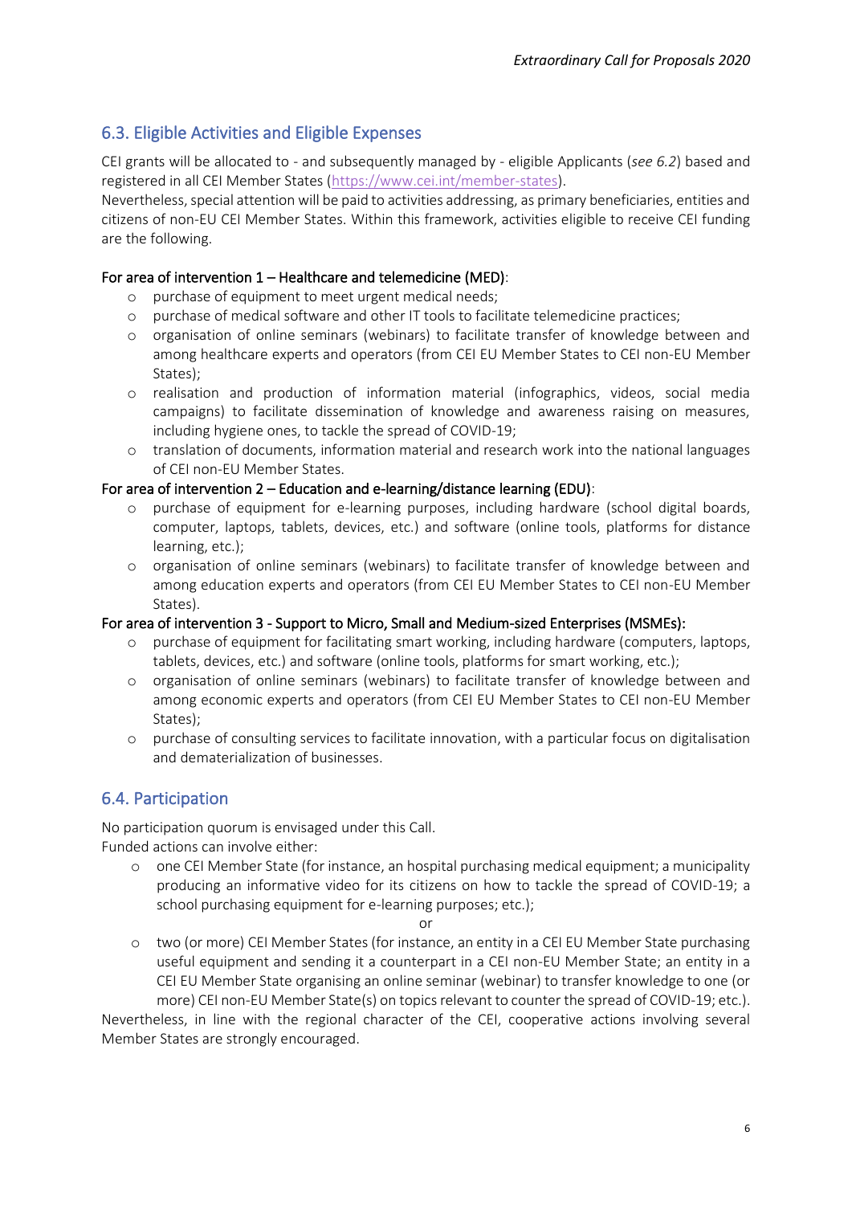## 6.3. Eligible Activities and Eligible Expenses

CEI grants will be allocated to - and subsequently managed by - eligible Applicants (*see 6.2*) based and registered in all CEI Member States (https://www.cei.int/member-states).
Nevertheless, special attention will be paid to activities addressing, as primary beneficiaries, entities and citizens of non-EU CEI Member States. Within this framework, activities eligible to receive CEI funding are the following.

For area of intervention 1 – Healthcare and telemedicine (MED):

- purchase of equipment to meet urgent medical needs;
- purchase of medical software and other IT tools to facilitate telemedicine practices;
- organisation of online seminars (webinars) to facilitate transfer of knowledge between and among healthcare experts and operators (from CEI EU Member States to CEI non-EU Member States);
- realisation and production of information material (infographics, videos, social media campaigns) to facilitate dissemination of knowledge and awareness raising on measures, including hygiene ones, to tackle the spread of COVID-19;
- translation of documents, information material and research work into the national languages of CEI non-EU Member States.

For area of intervention 2 – Education and e-learning/distance learning (EDU):

- purchase of equipment for e-learning purposes, including hardware (school digital boards, computer, laptops, tablets, devices, etc.) and software (online tools, platforms for distance learning, etc.);
- organisation of online seminars (webinars) to facilitate transfer of knowledge between and among education experts and operators (from CEI EU Member States to CEI non-EU Member States).

For area of intervention 3 - Support to Micro, Small and Medium-sized Enterprises (MSMEs):

- purchase of equipment for facilitating smart working, including hardware (computers, laptops, tablets, devices, etc.) and software (online tools, platforms for smart working, etc.);
- organisation of online seminars (webinars) to facilitate transfer of knowledge between and among economic experts and operators (from CEI EU Member States to CEI non-EU Member States);
- purchase of consulting services to facilitate innovation, with a particular focus on digitalisation and dematerialization of businesses.

## 6.4. Participation

No participation quorum is envisaged under this Call.
Funded actions can involve either:

- one CEI Member State (for instance, an hospital purchasing medical equipment; a municipality producing an informative video for its citizens on how to tackle the spread of COVID-19; a school purchasing equipment for e-learning purposes; etc.);

or

- two (or more) CEI Member States (for instance, an entity in a CEI EU Member State purchasing useful equipment and sending it a counterpart in a CEI non-EU Member State; an entity in a CEI EU Member State organising an online seminar (webinar) to transfer knowledge to one (or more) CEI non-EU Member State(s) on topics relevant to counter the spread of COVID-19; etc.).

Nevertheless, in line with the regional character of the CEI, cooperative actions involving several Member States are strongly encouraged.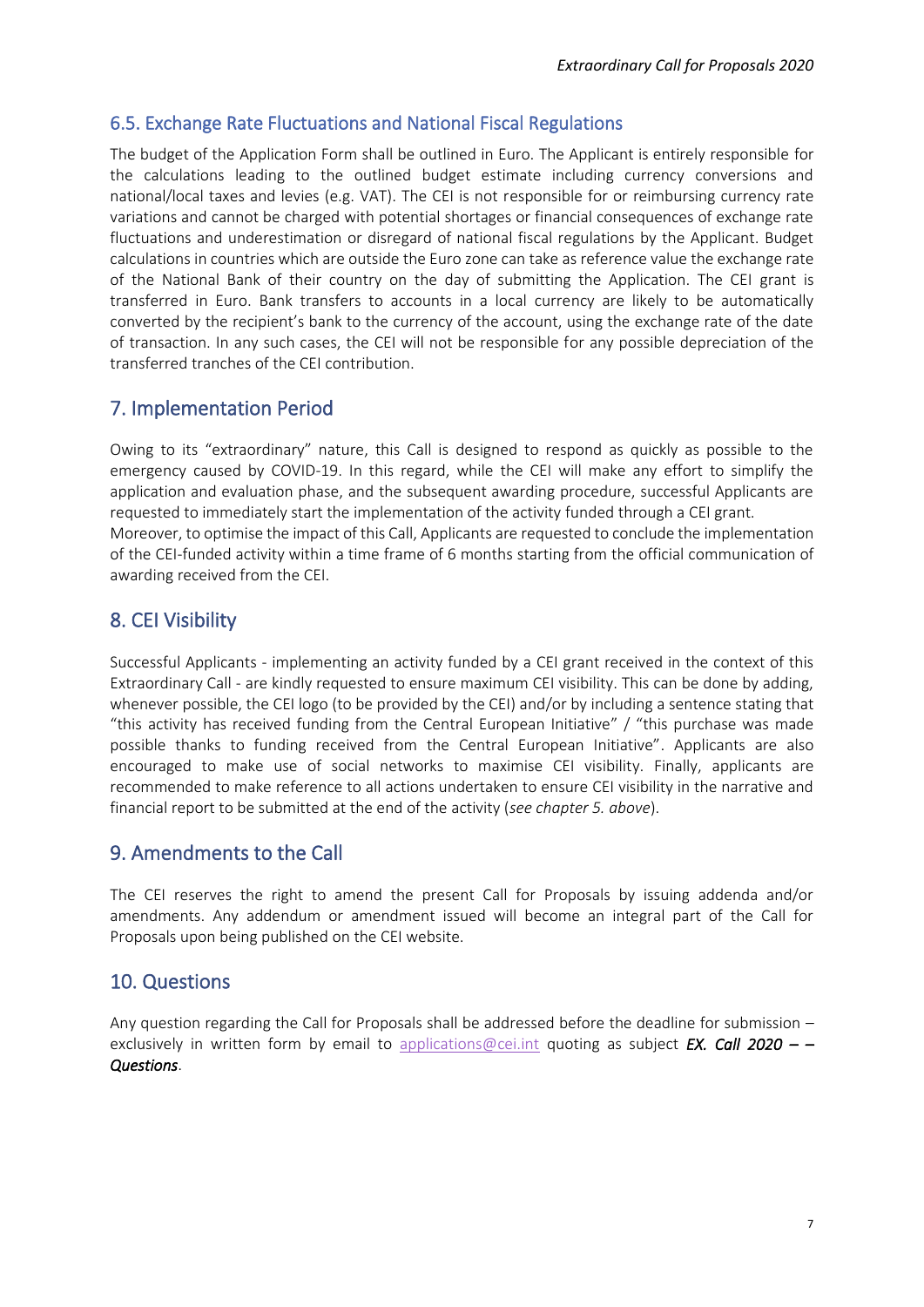## 6.5. Exchange Rate Fluctuations and National Fiscal Regulations

The budget of the Application Form shall be outlined in Euro. The Applicant is entirely responsible for the calculations leading to the outlined budget estimate including currency conversions and national/local taxes and levies (e.g. VAT). The CEI is not responsible for or reimbursing currency rate variations and cannot be charged with potential shortages or financial consequences of exchange rate fluctuations and underestimation or disregard of national fiscal regulations by the Applicant. Budget calculations in countries which are outside the Euro zone can take as reference value the exchange rate of the National Bank of their country on the day of submitting the Application. The CEI grant is transferred in Euro. Bank transfers to accounts in a local currency are likely to be automatically converted by the recipient's bank to the currency of the account, using the exchange rate of the date of transaction. In any such cases, the CEI will not be responsible for any possible depreciation of the transferred tranches of the CEI contribution.

## 7. Implementation Period

Owing to its "extraordinary" nature, this Call is designed to respond as quickly as possible to the emergency caused by COVID-19. In this regard, while the CEI will make any effort to simplify the application and evaluation phase, and the subsequent awarding procedure, successful Applicants are requested to immediately start the implementation of the activity funded through a CEI grant.
Moreover, to optimise the impact of this Call, Applicants are requested to conclude the implementation of the CEI-funded activity within a time frame of 6 months starting from the official communication of awarding received from the CEI.

## 8. CEI Visibility

Successful Applicants - implementing an activity funded by a CEI grant received in the context of this Extraordinary Call - are kindly requested to ensure maximum CEI visibility. This can be done by adding, whenever possible, the CEI logo (to be provided by the CEI) and/or by including a sentence stating that "this activity has received funding from the Central European Initiative" / "this purchase was made possible thanks to funding received from the Central European Initiative". Applicants are also encouraged to make use of social networks to maximise CEI visibility. Finally, applicants are recommended to make reference to all actions undertaken to ensure CEI visibility in the narrative and financial report to be submitted at the end of the activity (*see chapter 5. above*).

## 9. Amendments to the Call

The CEI reserves the right to amend the present Call for Proposals by issuing addenda and/or amendments. Any addendum or amendment issued will become an integral part of the Call for Proposals upon being published on the CEI website.

## 10. Questions

Any question regarding the Call for Proposals shall be addressed before the deadline for submission – exclusively in written form by email to applications@cei.int quoting as subject ***EX. Call 2020 – – Questions***.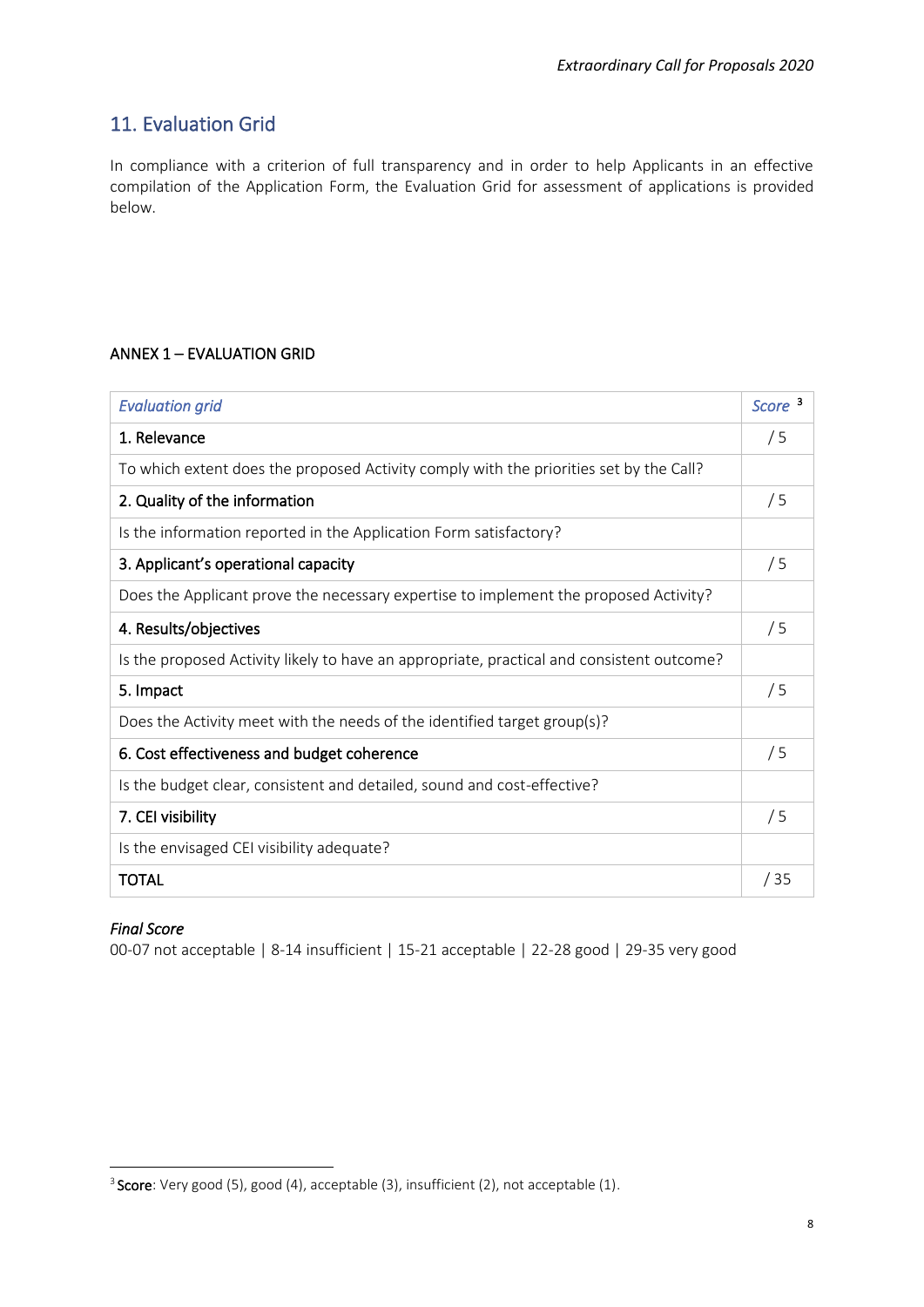## 11. Evaluation Grid

In compliance with a criterion of full transparency and in order to help Applicants in an effective compilation of the Application Form, the Evaluation Grid for assessment of applications is provided below.

### ANNEX 1 – EVALUATION GRID

| *Evaluation grid* | *Score* [3] |
|---|---|
| 1. Relevance | / 5 |
| To which extent does the proposed Activity comply with the priorities set by the Call? | |
| 2. Quality of the information | / 5 |
| Is the information reported in the Application Form satisfactory? | |
| 3. Applicant's operational capacity | / 5 |
| Does the Applicant prove the necessary expertise to implement the proposed Activity? | |
| 4. Results/objectives | / 5 |
| Is the proposed Activity likely to have an appropriate, practical and consistent outcome? | |
| 5. Impact | / 5 |
| Does the Activity meet with the needs of the identified target group(s)? | |
| 6. Cost effectiveness and budget coherence | / 5 |
| Is the budget clear, consistent and detailed, sound and cost-effective? | |
| 7. CEI visibility | / 5 |
| Is the envisaged CEI visibility adequate? | |
| TOTAL | / 35 |

*Final Score*

00-07 not acceptable | 8-14 insufficient | 15-21 acceptable | 22-28 good | 29-35 very good

[3] **Score**: Very good (5), good (4), acceptable (3), insufficient (2), not acceptable (1).